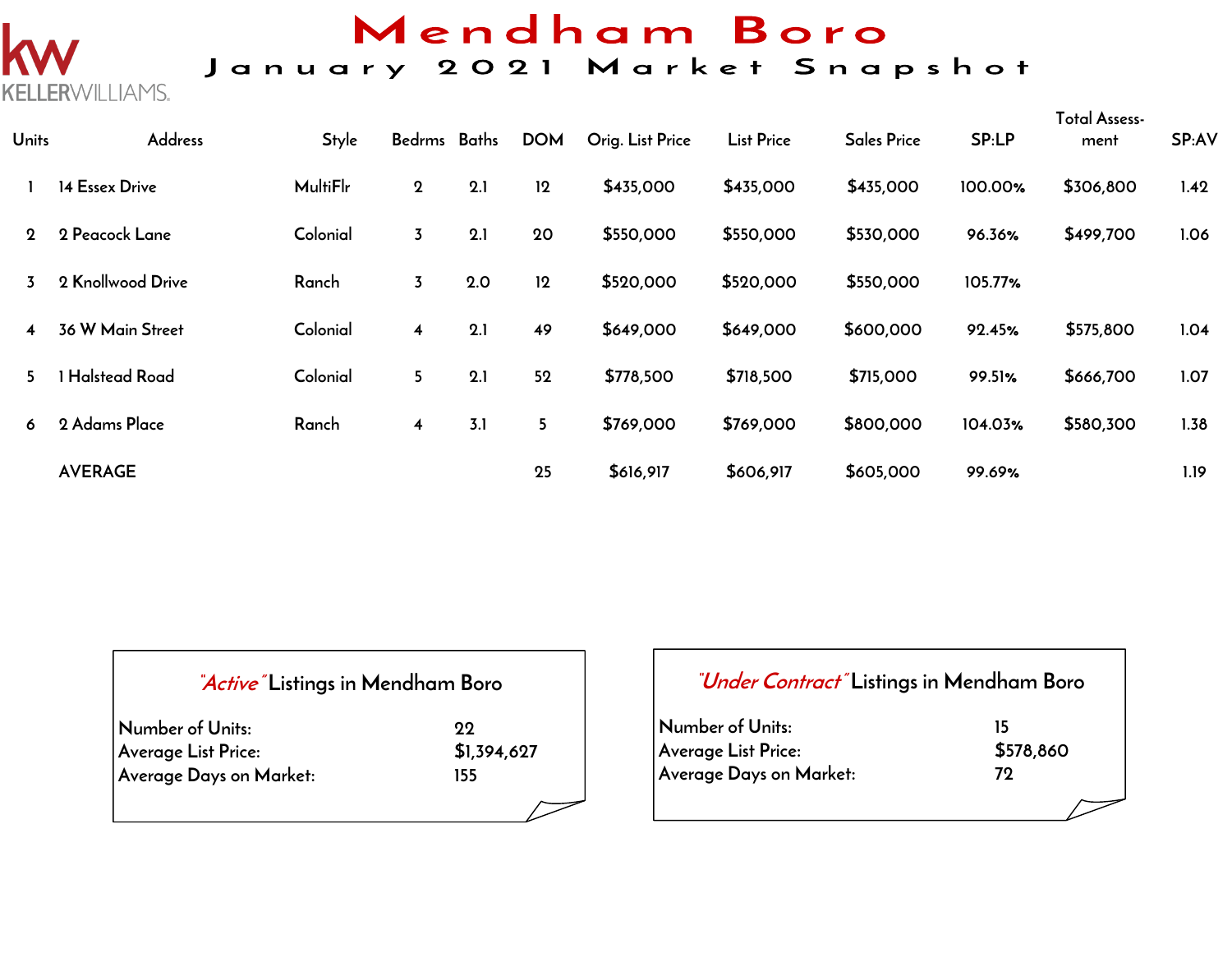KELLERWILLIAMS.

# Mendham Boro

## January 2021 Market Snapshot

| Units | Address | Style | Bedrms | Baths | DOM | Orig. List Price | List Price | Sales Price | SP:LP | Total Assess-ment | SP:AV |
|---|---|---|---|---|---|---|---|---|---|---|---|
| 1 | 14 Essex Drive | MultiFlr | 2 | 2.1 | 12 | $435,000 | $435,000 | $435,000 | 100.00% | $306,800 | 1.42 |
| 2 | 2 Peacock Lane | Colonial | 3 | 2.1 | 20 | $550,000 | $550,000 | $530,000 | 96.36% | $499,700 | 1.06 |
| 3 | 2 Knollwood Drive | Ranch | 3 | 2.0 | 12 | $520,000 | $520,000 | $550,000 | 105.77% | | |
| 4 | 36 W Main Street | Colonial | 4 | 2.1 | 49 | $649,000 | $649,000 | $600,000 | 92.45% | $575,800 | 1.04 |
| 5 | 1 Halstead Road | Colonial | 5 | 2.1 | 52 | $778,500 | $718,500 | $715,000 | 99.51% | $666,700 | 1.07 |
| 6 | 2 Adams Place | Ranch | 4 | 3.1 | 5 | $769,000 | $769,000 | $800,000 | 104.03% | $580,300 | 1.38 |
| | AVERAGE | | | | 25 | $616,917 | $606,917 | $605,000 | 99.69% | | 1.19 |

### *"Active"* Listings in Mendham Boro

Number of Units: 22
Average List Price: $1,394,627
Average Days on Market: 155

### *"Under Contract"* Listings in Mendham Boro

Number of Units: 15
Average List Price: $578,860
Average Days on Market: 72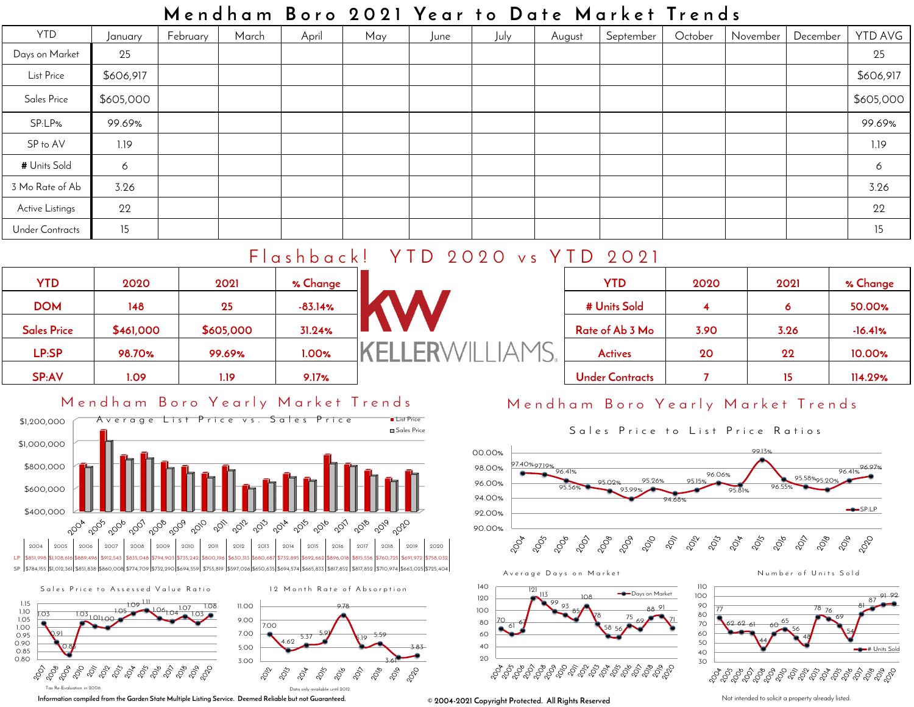# Mendham Boro 2021 Year to Date Market Trends

| YTD | January | February | March | April | May | June | July | August | September | October | November | December | YTD AVG |
|---|---|---|---|---|---|---|---|---|---|---|---|---|---|
| Days on Market | 25 | | | | | | | | | | | | 25 |
| List Price | $606,917 | | | | | | | | | | | | $606,917 |
| Sales Price | $605,000 | | | | | | | | | | | | $605,000 |
| SP:LP% | 99.69% | | | | | | | | | | | | 99.69% |
| SP to AV | 1.19 | | | | | | | | | | | | 1.19 |
| # Units Sold | 6 | | | | | | | | | | | | 6 |
| 3 Mo Rate of Ab | 3.26 | | | | | | | | | | | | 3.26 |
| Active Listings | 22 | | | | | | | | | | | | 22 |
| Under Contracts | 15 | | | | | | | | | | | | 15 |

## Flashback! YTD 2020 vs YTD 2021

| YTD | 2020 | 2021 | % Change |
|---|---|---|---|
| DOM | 148 | 25 | -83.14% |
| Sales Price | $461,000 | $605,000 | 31.24% |
| LP:SP | 98.70% | 99.69% | 1.00% |
| SP:AV | 1.09 | 1.19 | 9.17% |

KELLERWILLIAMS

| YTD | 2020 | 2021 | % Change |
|---|---|---|---|
| # Units Sold | 4 | 6 | 50.00% |
| Rate of Ab 3 Mo | 3.90 | 3.26 | -16.41% |
| Actives | 20 | 22 | 10.00% |
| Under Contracts | 7 | 15 | 114.29% |

## Mendham Boro Yearly Market Trends

Average List Price vs. Sales Price

List Price
Sales Price

| | 2004 | 2005 | 2006 | 2007 | 2008 | 2009 | 2010 | 2011 | 2012 | 2013 | 2014 | 2015 | 2016 | 2017 | 2018 | 2019 | 2020 |
|---|---|---|---|---|---|---|---|---|---|---|---|---|---|---|---|---|---|
| LP | $851,998 | $1,108,616 | $889,496 | $912,543 | $835,048 | $794,903 | $735,242 | $800,196 | $630,313 | $680,687 | $732,895 | $692,662 | $896,018 | $815,556 | $760,725 | $691,972 | $758,032 |
| SP | $784,155 | $1,012,361 | $851,838 | $860,008 | $774,709 | $732,290 | $694,559 | $755,819 | $597,026 | $650,635 | $694,574 | $665,833 | $817,852 | $817,852 | $710,974 | $663,025 | $725,404 |

## Mendham Boro Yearly Market Trends

Sales Price to List Price Ratios

97.40% 97.19% 96.41% 95.56% 95.02% 93.99% 95.26% 94.68% 95.15% 96.06% 95.81% 99.13% 96.55% 95.58% 95.20% 96.41% 96.97%

SP:LP

Sales Price to Assessed Value Ratio

1.03 0.91 0.83 1.03 1.01 1.00 1.05 1.09 1.11 1.06 1.04 1.07 1.03 1.08

Tax Re-Evaluation in 2006

12 Month Rate of Absorption

7.00 4.62 5.37 5.91 9.78 5.19 5.59 3.61 3.83

Data only available until 2012

Average Days on Market

70 61 67 121 113 99 93 85 108 78 58 56 75 69 88 91 71

Days on Market

Number of Units Sold

77 62 62 61 44 60 65 56 48 78 76 69 54 81 87 91 92

Units Sold

Information compiled from the Garden State Multiple Listing Service. Deemed Reliable but not Guaranteed.

© 2004-2021 Copyright Protected. All Rights Reserved

Not intended to solicit a property already listed.